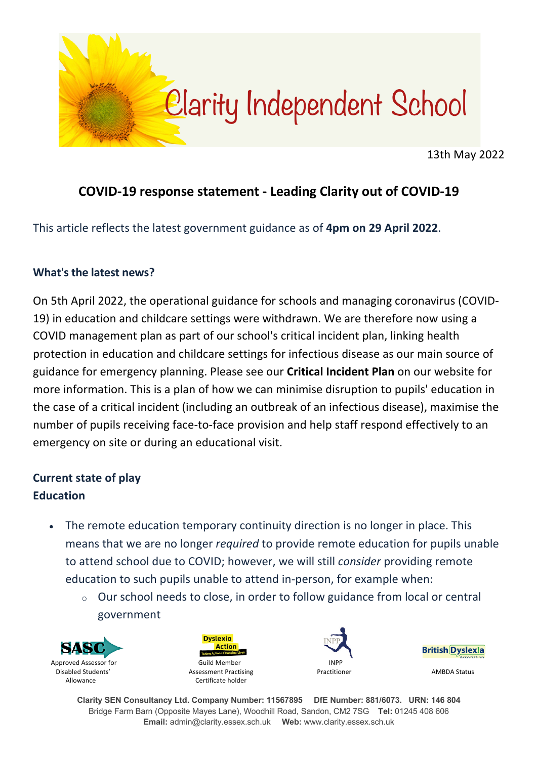# Clarity Independent School

13th May 2022

## COVID-19 response statement - Leading Clarity out of COVID-19

This article reflects the latest government guidance as of **4pm on 29 April 2022**.

### What's the latest news?

On 5th April 2022, the operational guidance for schools and managing coronavirus (COVID-19) in education and childcare settings were withdrawn. We are therefore now using a COVID management plan as part of our school's critical incident plan, linking health protection in education and childcare settings for infectious disease as our main source of guidance for emergency planning. Please see our **Critical Incident Plan** on our website for more information. This is a plan of how we can minimise disruption to pupils' education in the case of a critical incident (including an outbreak of an infectious disease), maximise the number of pupils receiving face-to-face provision and help staff respond effectively to an emergency on site or during an educational visit.

### Current state of play

### Education

- The remote education temporary continuity direction is no longer in place. This means that we are no longer *required* to provide remote education for pupils unable to attend school due to COVID; however, we will still *consider* providing remote education to such pupils unable to attend in-person, for example when:
  - Our school needs to close, in order to follow guidance from local or central government

SASC Approved Assessor for Disabled Students' Allowance | Dyslexia Action Guild Member Assessment Practising Certificate holder | INPP Practitioner | British Dyslexia Association AMBDA Status

**Clarity SEN Consultancy Ltd. Company Number: 11567895 DfE Number: 881/6073. URN: 146 804**
Bridge Farm Barn (Opposite Mayes Lane), Woodhill Road, Sandon, CM2 7SG **Tel:** 01245 408 606
**Email:** admin@clarity.essex.sch.uk **Web:** www.clarity.essex.sch.uk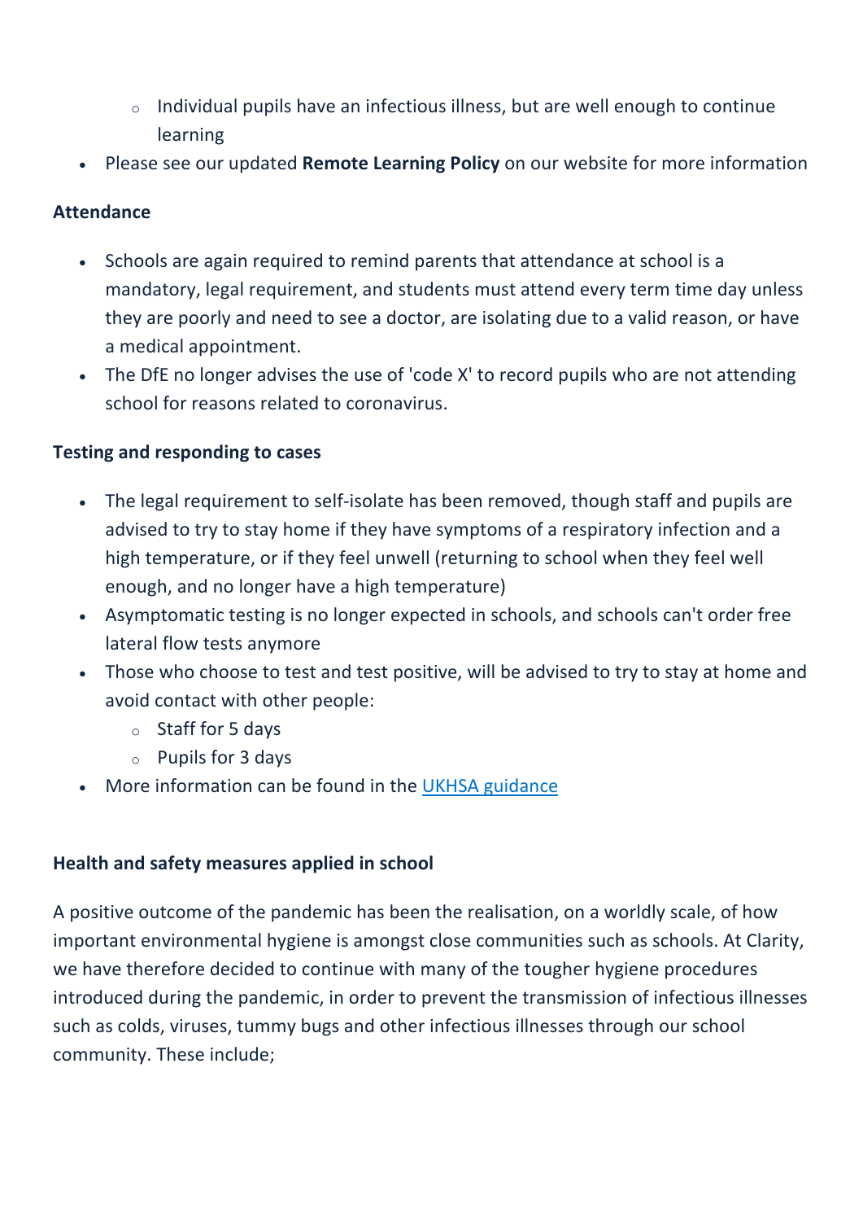- Individual pupils have an infectious illness, but are well enough to continue learning
- Please see our updated **Remote Learning Policy** on our website for more information

**Attendance**

- Schools are again required to remind parents that attendance at school is a mandatory, legal requirement, and students must attend every term time day unless they are poorly and need to see a doctor, are isolating due to a valid reason, or have a medical appointment.
- The DfE no longer advises the use of 'code X' to record pupils who are not attending school for reasons related to coronavirus.

**Testing and responding to cases**

- The legal requirement to self-isolate has been removed, though staff and pupils are advised to try to stay home if they have symptoms of a respiratory infection and a high temperature, or if they feel unwell (returning to school when they feel well enough, and no longer have a high temperature)
- Asymptomatic testing is no longer expected in schools, and schools can't order free lateral flow tests anymore
- Those who choose to test and test positive, will be advised to try to stay at home and avoid contact with other people:
    - Staff for 5 days
    - Pupils for 3 days
- More information can be found in the [UKHSA guidance]

**Health and safety measures applied in school**

A positive outcome of the pandemic has been the realisation, on a worldly scale, of how important environmental hygiene is amongst close communities such as schools. At Clarity, we have therefore decided to continue with many of the tougher hygiene procedures introduced during the pandemic, in order to prevent the transmission of infectious illnesses such as colds, viruses, tummy bugs and other infectious illnesses through our school community. These include;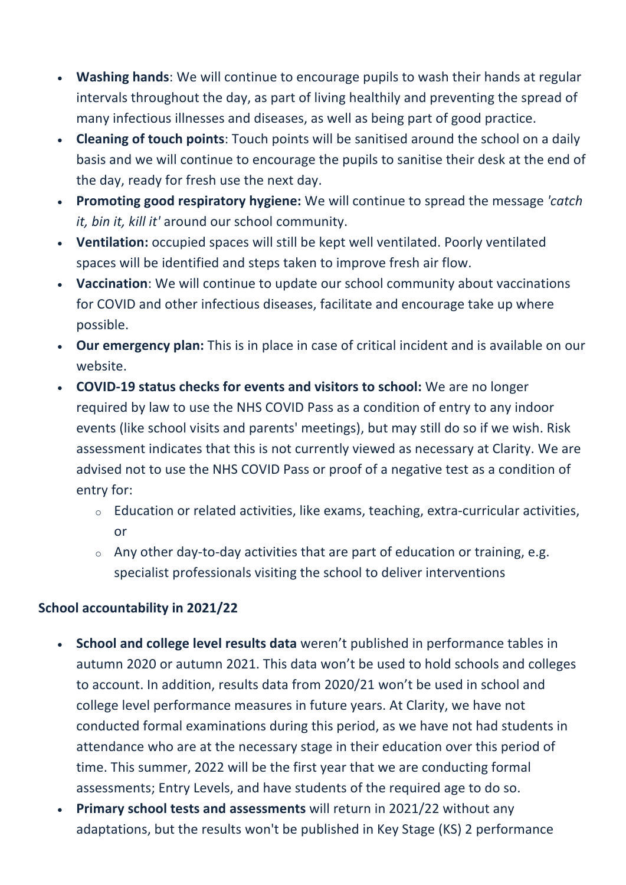- **Washing hands**: We will continue to encourage pupils to wash their hands at regular intervals throughout the day, as part of living healthily and preventing the spread of many infectious illnesses and diseases, as well as being part of good practice.
- **Cleaning of touch points**: Touch points will be sanitised around the school on a daily basis and we will continue to encourage the pupils to sanitise their desk at the end of the day, ready for fresh use the next day.
- **Promoting good respiratory hygiene:** We will continue to spread the message *'catch it, bin it, kill it'* around our school community.
- **Ventilation:** occupied spaces will still be kept well ventilated. Poorly ventilated spaces will be identified and steps taken to improve fresh air flow.
- **Vaccination**: We will continue to update our school community about vaccinations for COVID and other infectious diseases, facilitate and encourage take up where possible.
- **Our emergency plan:** This is in place in case of critical incident and is available on our website.
- **COVID-19 status checks for events and visitors to school:** We are no longer required by law to use the NHS COVID Pass as a condition of entry to any indoor events (like school visits and parents' meetings), but may still do so if we wish. Risk assessment indicates that this is not currently viewed as necessary at Clarity. We are advised not to use the NHS COVID Pass or proof of a negative test as a condition of entry for:
    - Education or related activities, like exams, teaching, extra-curricular activities, or
    - Any other day-to-day activities that are part of education or training, e.g. specialist professionals visiting the school to deliver interventions

**School accountability in 2021/22**

- **School and college level results data** weren't published in performance tables in autumn 2020 or autumn 2021. This data won't be used to hold schools and colleges to account. In addition, results data from 2020/21 won't be used in school and college level performance measures in future years. At Clarity, we have not conducted formal examinations during this period, as we have not had students in attendance who are at the necessary stage in their education over this period of time. This summer, 2022 will be the first year that we are conducting formal assessments; Entry Levels, and have students of the required age to do so.
- **Primary school tests and assessments** will return in 2021/22 without any adaptations, but the results won't be published in Key Stage (KS) 2 performance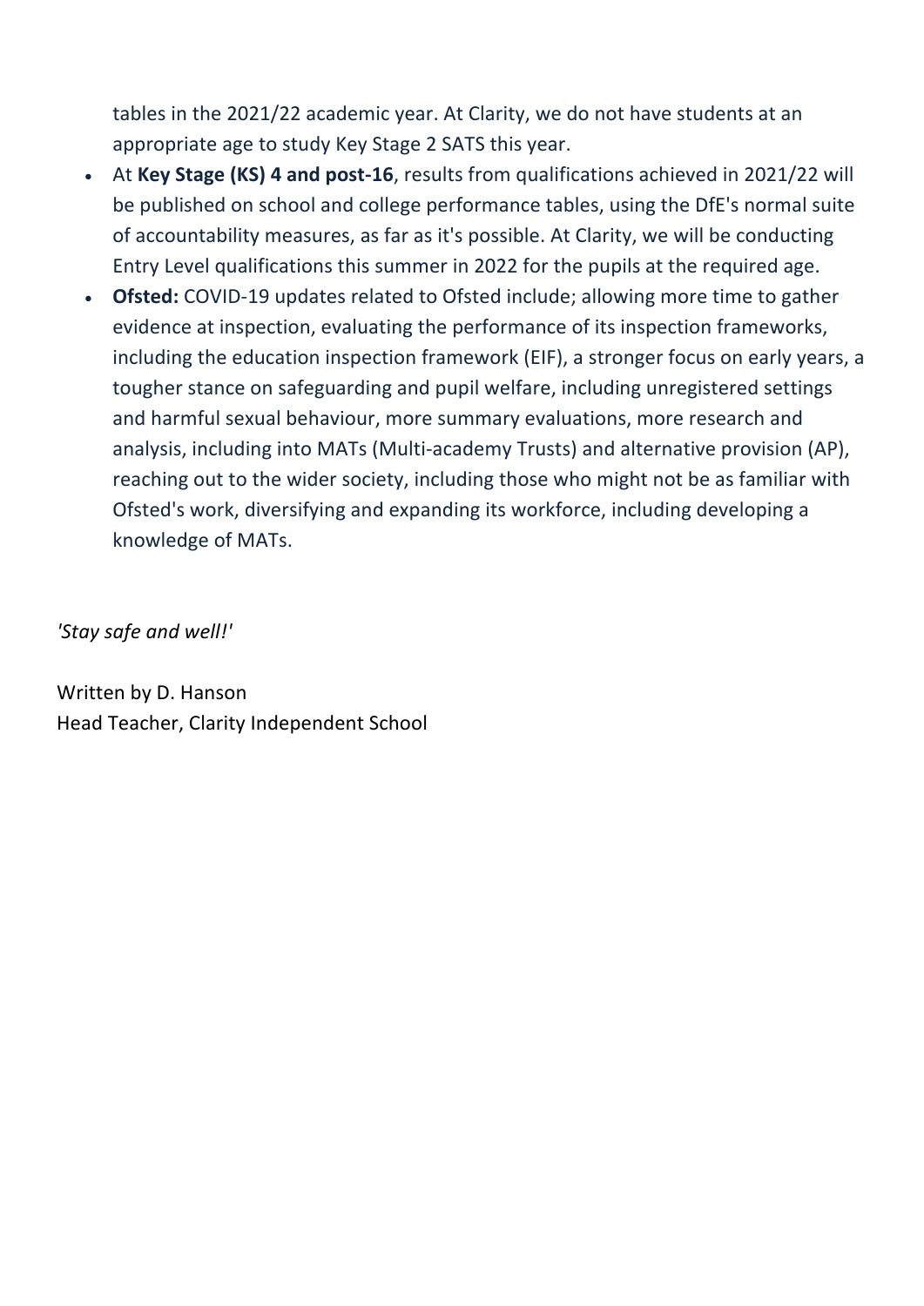tables in the 2021/22 academic year. At Clarity, we do not have students at an appropriate age to study Key Stage 2 SATS this year.

- At **Key Stage (KS) 4 and post-16**, results from qualifications achieved in 2021/22 will be published on school and college performance tables, using the DfE's normal suite of accountability measures, as far as it's possible. At Clarity, we will be conducting Entry Level qualifications this summer in 2022 for the pupils at the required age.
- **Ofsted:** COVID-19 updates related to Ofsted include; allowing more time to gather evidence at inspection, evaluating the performance of its inspection frameworks, including the education inspection framework (EIF), a stronger focus on early years, a tougher stance on safeguarding and pupil welfare, including unregistered settings and harmful sexual behaviour, more summary evaluations, more research and analysis, including into MATs (Multi-academy Trusts) and alternative provision (AP), reaching out to the wider society, including those who might not be as familiar with Ofsted's work, diversifying and expanding its workforce, including developing a knowledge of MATs.

*'Stay safe and well!'*

Written by D. Hanson
Head Teacher, Clarity Independent School